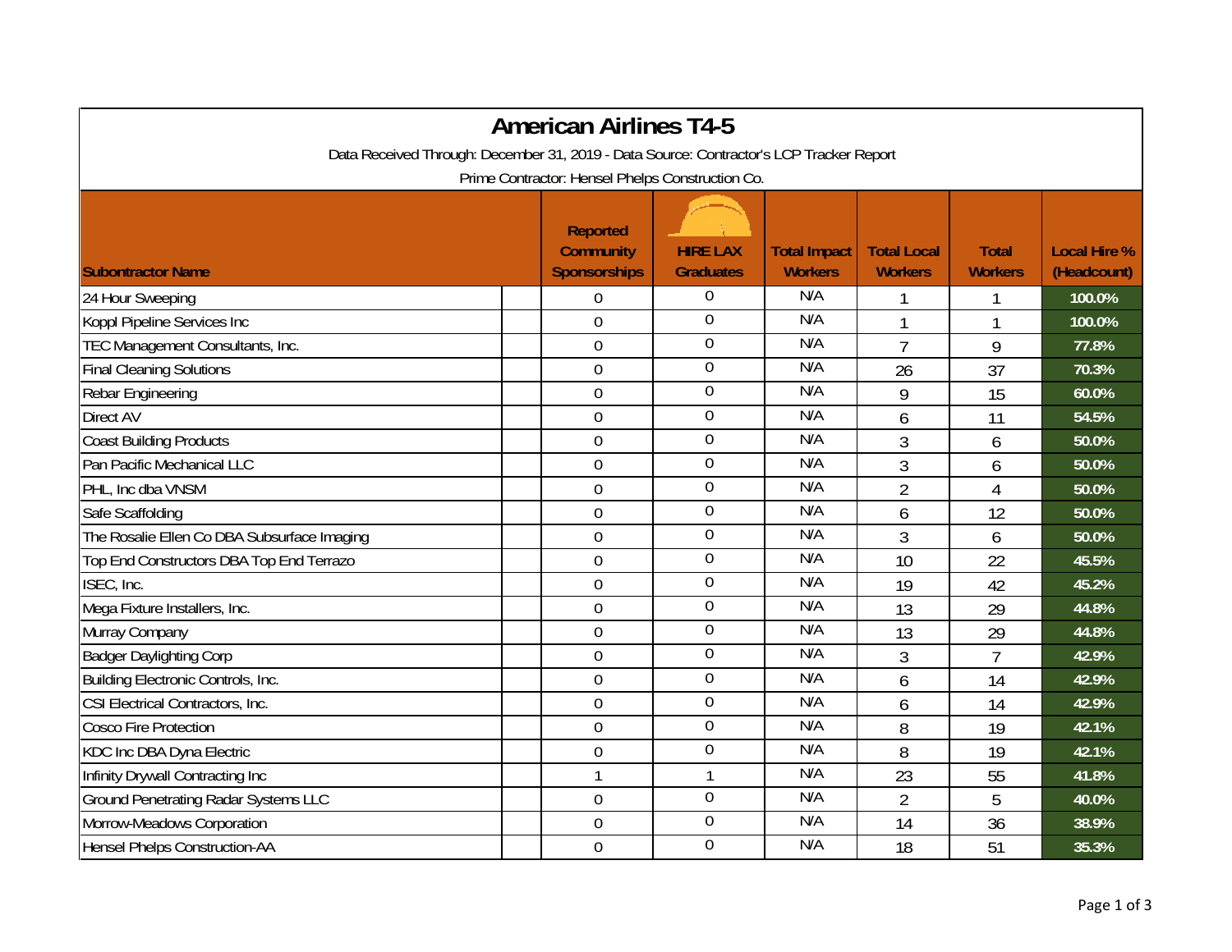# American Airlines T4-5

Data Received Through: December 31, 2019 - Data Source: Contractor's LCP Tracker Report

Prime Contractor: Hensel Phelps Construction Co.

| Subcontractor Name | Reported Community Sponsorships | HIRE LAX Graduates | Total Impact Workers | Total Local Workers | Total Workers | Local Hire % (Headcount) |
|---|---|---|---|---|---|---|
| 24 Hour Sweeping | 0 | 0 | N/A | 1 | 1 | 100.0% |
| Koppl Pipeline Services Inc | 0 | 0 | N/A | 1 | 1 | 100.0% |
| TEC Management Consultants, Inc. | 0 | 0 | N/A | 7 | 9 | 77.8% |
| Final Cleaning Solutions | 0 | 0 | N/A | 26 | 37 | 70.3% |
| Rebar Engineering | 0 | 0 | N/A | 9 | 15 | 60.0% |
| Direct AV | 0 | 0 | N/A | 6 | 11 | 54.5% |
| Coast Building Products | 0 | 0 | N/A | 3 | 6 | 50.0% |
| Pan Pacific Mechanical LLC | 0 | 0 | N/A | 3 | 6 | 50.0% |
| PHL, Inc dba VNSM | 0 | 0 | N/A | 2 | 4 | 50.0% |
| Safe Scaffolding | 0 | 0 | N/A | 6 | 12 | 50.0% |
| The Rosalie Ellen Co DBA Subsurface Imaging | 0 | 0 | N/A | 3 | 6 | 50.0% |
| Top End Constructors DBA Top End Terrazo | 0 | 0 | N/A | 10 | 22 | 45.5% |
| ISEC, Inc. | 0 | 0 | N/A | 19 | 42 | 45.2% |
| Mega Fixture Installers, Inc. | 0 | 0 | N/A | 13 | 29 | 44.8% |
| Murray Company | 0 | 0 | N/A | 13 | 29 | 44.8% |
| Badger Daylighting Corp | 0 | 0 | N/A | 3 | 7 | 42.9% |
| Building Electronic Controls, Inc. | 0 | 0 | N/A | 6 | 14 | 42.9% |
| CSI Electrical Contractors, Inc. | 0 | 0 | N/A | 6 | 14 | 42.9% |
| Cosco Fire Protection | 0 | 0 | N/A | 8 | 19 | 42.1% |
| KDC Inc DBA Dyna Electric | 0 | 0 | N/A | 8 | 19 | 42.1% |
| Infinity Drywall Contracting Inc | 1 | 1 | N/A | 23 | 55 | 41.8% |
| Ground Penetrating Radar Systems LLC | 0 | 0 | N/A | 2 | 5 | 40.0% |
| Morrow-Meadows Corporation | 0 | 0 | N/A | 14 | 36 | 38.9% |
| Hensel Phelps Construction-AA | 0 | 0 | N/A | 18 | 51 | 35.3% |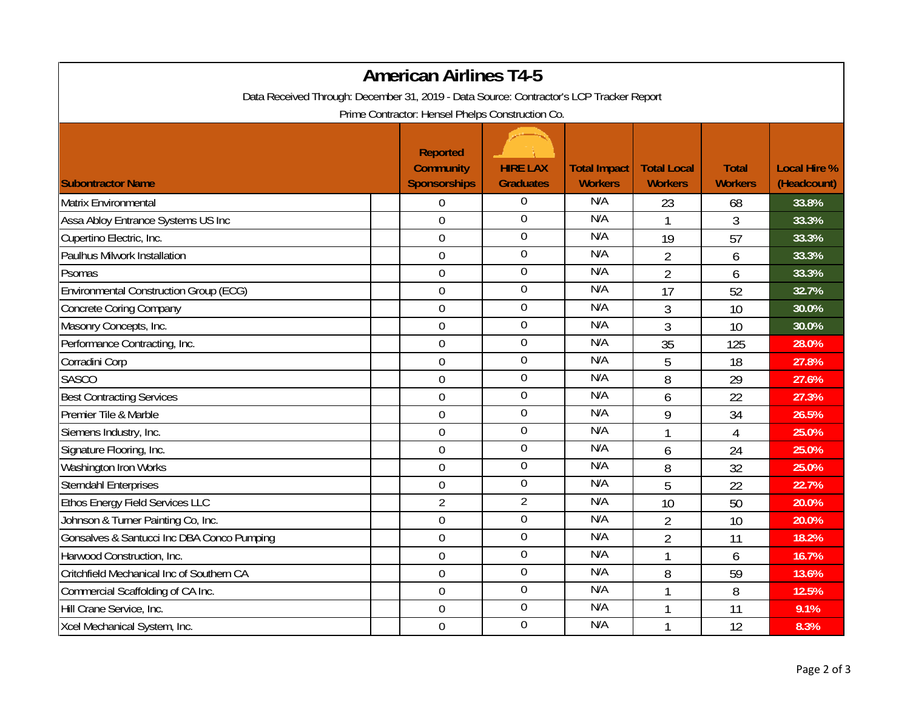# American Airlines T4-5

Data Received Through: December 31, 2019 - Data Source: Contractor's LCP Tracker Report

Prime Contractor: Hensel Phelps Construction Co.

| Subcontractor Name | Reported Community Sponsorships | HIRE LAX Graduates | Total Impact Workers | Total Local Workers | Total Workers | Local Hire % (Headcount) |
|---|---|---|---|---|---|---|
| Matrix Environmental | 0 | 0 | N/A | 23 | 68 | 33.8% |
| Assa Abloy Entrance Systems US Inc | 0 | 0 | N/A | 1 | 3 | 33.3% |
| Cupertino Electric, Inc. | 0 | 0 | N/A | 19 | 57 | 33.3% |
| Paulhus Milwork Installation | 0 | 0 | N/A | 2 | 6 | 33.3% |
| Psomas | 0 | 0 | N/A | 2 | 6 | 33.3% |
| Environmental Construction Group (ECG) | 0 | 0 | N/A | 17 | 52 | 32.7% |
| Concrete Coring Company | 0 | 0 | N/A | 3 | 10 | 30.0% |
| Masonry Concepts, Inc. | 0 | 0 | N/A | 3 | 10 | 30.0% |
| Performance Contracting, Inc. | 0 | 0 | N/A | 35 | 125 | 28.0% |
| Corradini Corp | 0 | 0 | N/A | 5 | 18 | 27.8% |
| SASCO | 0 | 0 | N/A | 8 | 29 | 27.6% |
| Best Contracting Services | 0 | 0 | N/A | 6 | 22 | 27.3% |
| Premier Tile & Marble | 0 | 0 | N/A | 9 | 34 | 26.5% |
| Siemens Industry, Inc. | 0 | 0 | N/A | 1 | 4 | 25.0% |
| Signature Flooring, Inc. | 0 | 0 | N/A | 6 | 24 | 25.0% |
| Washington Iron Works | 0 | 0 | N/A | 8 | 32 | 25.0% |
| Sterndahl Enterprises | 0 | 0 | N/A | 5 | 22 | 22.7% |
| Ethos Energy Field Services LLC | 2 | 2 | N/A | 10 | 50 | 20.0% |
| Johnson & Turner Painting Co, Inc. | 0 | 0 | N/A | 2 | 10 | 20.0% |
| Gonsalves & Santucci Inc DBA Conco Pumping | 0 | 0 | N/A | 2 | 11 | 18.2% |
| Harwood Construction, Inc. | 0 | 0 | N/A | 1 | 6 | 16.7% |
| Critchfield Mechanical Inc of Southern CA | 0 | 0 | N/A | 8 | 59 | 13.6% |
| Commercial Scaffolding of CA Inc. | 0 | 0 | N/A | 1 | 8 | 12.5% |
| Hill Crane Service, Inc. | 0 | 0 | N/A | 1 | 11 | 9.1% |
| Xcel Mechanical System, Inc. | 0 | 0 | N/A | 1 | 12 | 8.3% |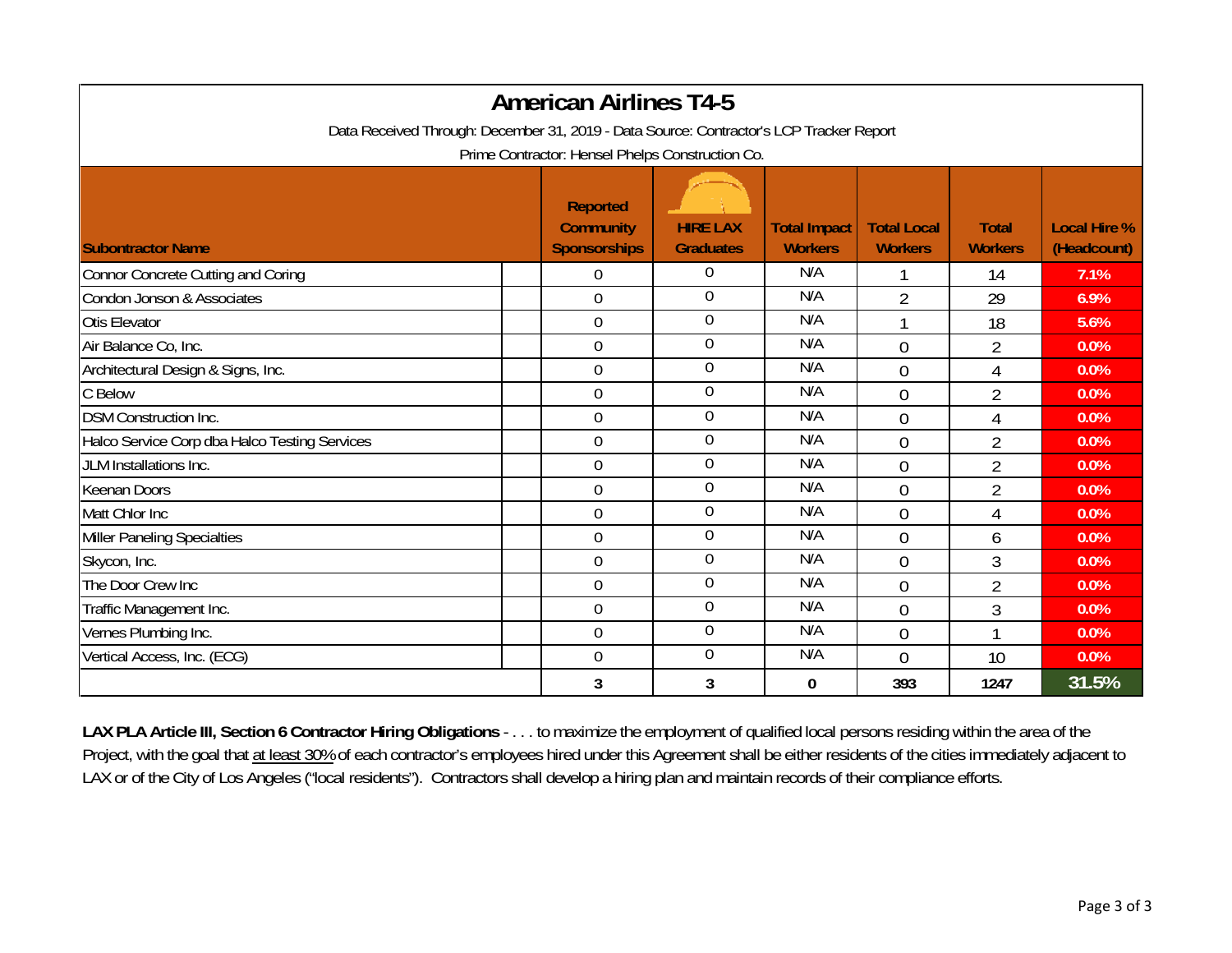# American Airlines T4-5

Data Received Through: December 31, 2019 - Data Source: Contractor's LCP Tracker Report

Prime Contractor: Hensel Phelps Construction Co.

| Subcontractor Name | Reported Community Sponsorships | HIRE LAX Graduates | Total Impact Workers | Total Local Workers | Total Workers | Local Hire % (Headcount) |
|---|---|---|---|---|---|---|
| Connor Concrete Cutting and Coring | 0 | 0 | N/A | 1 | 14 | 7.1% |
| Condon Jonson & Associates | 0 | 0 | N/A | 2 | 29 | 6.9% |
| Otis Elevator | 0 | 0 | N/A | 1 | 18 | 5.6% |
| Air Balance Co, Inc. | 0 | 0 | N/A | 0 | 2 | 0.0% |
| Architectural Design & Signs, Inc. | 0 | 0 | N/A | 0 | 4 | 0.0% |
| C Below | 0 | 0 | N/A | 0 | 2 | 0.0% |
| DSM Construction Inc. | 0 | 0 | N/A | 0 | 4 | 0.0% |
| Halco Service Corp dba Halco Testing Services | 0 | 0 | N/A | 0 | 2 | 0.0% |
| JLM Installations Inc. | 0 | 0 | N/A | 0 | 2 | 0.0% |
| Keenan Doors | 0 | 0 | N/A | 0 | 2 | 0.0% |
| Matt Chlor Inc | 0 | 0 | N/A | 0 | 4 | 0.0% |
| Miller Paneling Specialties | 0 | 0 | N/A | 0 | 6 | 0.0% |
| Skycon, Inc. | 0 | 0 | N/A | 0 | 3 | 0.0% |
| The Door Crew Inc | 0 | 0 | N/A | 0 | 2 | 0.0% |
| Traffic Management Inc. | 0 | 0 | N/A | 0 | 3 | 0.0% |
| Vernes Plumbing Inc. | 0 | 0 | N/A | 0 | 1 | 0.0% |
| Vertical Access, Inc. (ECG) | 0 | 0 | N/A | 0 | 10 | 0.0% |
| | **3** | **3** | **0** | **393** | **1247** | **31.5%** |

**LAX PLA Article III, Section 6 Contractor Hiring Obligations** - . . . to maximize the employment of qualified local persons residing within the area of the Project, with the goal that at least 30% of each contractor's employees hired under this Agreement shall be either residents of the cities immediately adjacent to LAX or of the City of Los Angeles ("local residents"). Contractors shall develop a hiring plan and maintain records of their compliance efforts.